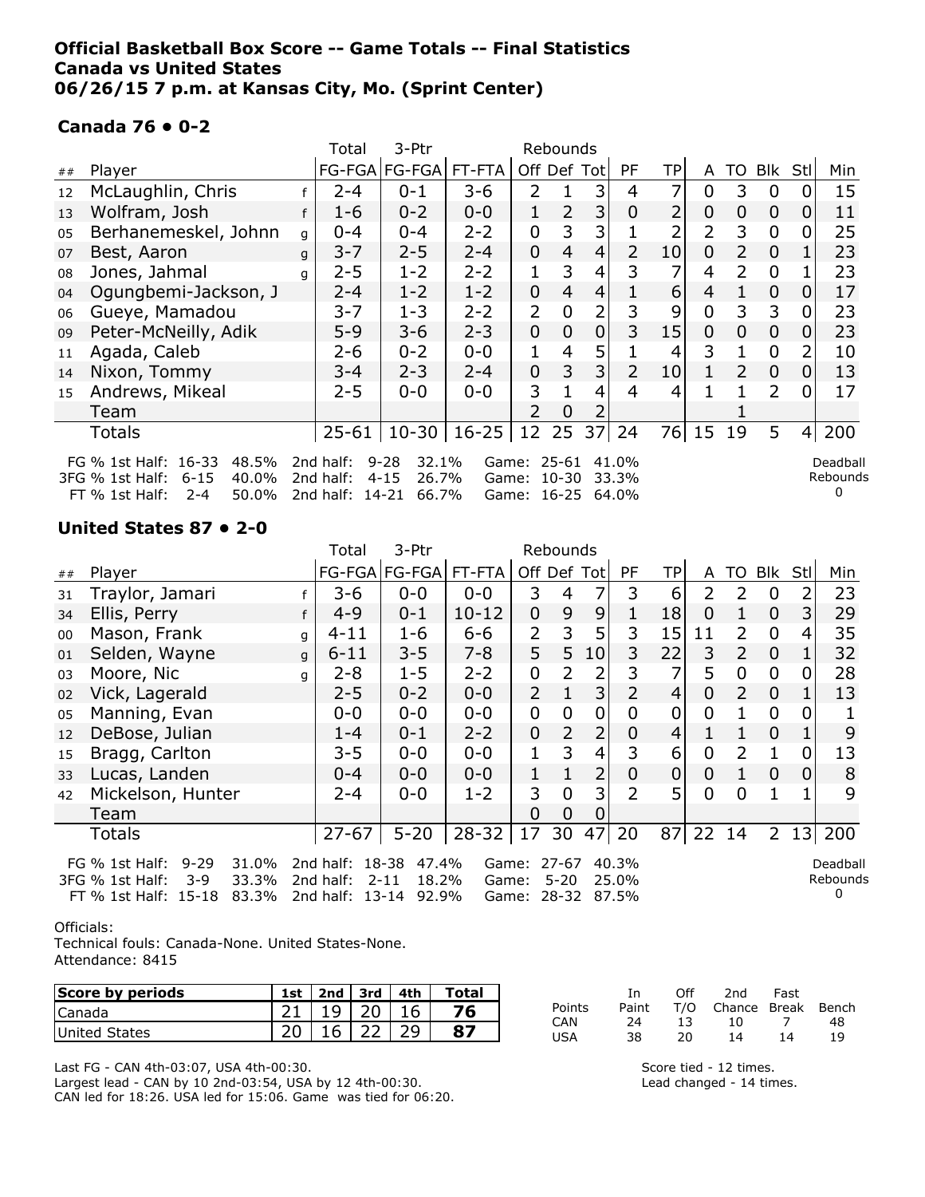**Official Basketball Box Score -- Game Totals -- Final Statistics**
**Canada vs United States**
**06/26/15 7 p.m. at Kansas City, Mo. (Sprint Center)**

### Canada 76 • 0-2

| ## | Player | | Total FG-FGA | 3-Ptr FG-FGA | FT-FTA | Rebounds Off | Def | Tot | PF | TP | A | TO | Blk | Stl | Min |
|---|---|---|---|---|---|---|---|---|---|---|---|---|---|---|---|
| 12 | McLaughlin, Chris | f | 2-4 | 0-1 | 3-6 | 2 | 1 | 3 | 4 | 7 | 0 | 3 | 0 | 0 | 15 |
| 13 | Wolfram, Josh | f | 1-6 | 0-2 | 0-0 | 1 | 2 | 3 | 0 | 2 | 0 | 0 | 0 | 0 | 11 |
| 05 | Berhanemeskel, Johnn | g | 0-4 | 0-4 | 2-2 | 0 | 3 | 3 | 1 | 2 | 2 | 3 | 0 | 0 | 25 |
| 07 | Best, Aaron | g | 3-7 | 2-5 | 2-4 | 0 | 4 | 4 | 2 | 10 | 0 | 2 | 0 | 1 | 23 |
| 08 | Jones, Jahmal | g | 2-5 | 1-2 | 2-2 | 1 | 3 | 4 | 3 | 7 | 4 | 2 | 0 | 1 | 23 |
| 04 | Ogungbemi-Jackson, J | | 2-4 | 1-2 | 1-2 | 0 | 4 | 4 | 1 | 6 | 4 | 1 | 0 | 0 | 17 |
| 06 | Gueye, Mamadou | | 3-7 | 1-3 | 2-2 | 2 | 0 | 2 | 3 | 9 | 0 | 3 | 3 | 0 | 23 |
| 09 | Peter-McNeilly, Adik | | 5-9 | 3-6 | 2-3 | 0 | 0 | 0 | 3 | 15 | 0 | 0 | 0 | 0 | 23 |
| 11 | Agada, Caleb | | 2-6 | 0-2 | 0-0 | 1 | 4 | 5 | 1 | 4 | 3 | 1 | 0 | 2 | 10 |
| 14 | Nixon, Tommy | | 3-4 | 2-3 | 2-4 | 0 | 3 | 3 | 2 | 10 | 1 | 2 | 0 | 0 | 13 |
| 15 | Andrews, Mikeal | | 2-5 | 0-0 | 0-0 | 3 | 1 | 4 | 4 | 4 | 1 | 1 | 2 | 0 | 17 |
| | Team | | | | | 2 | 0 | 2 | | | | 1 | | | |
| | Totals | | 25-61 | 10-30 | 16-25 | 12 | 25 | 37 | 24 | 76 | 15 | 19 | 5 | 4 | 200 |

| | | | | | | | |
|---|---|---|---|---|---|---|---|
| FG % 1st Half: 16-33 | 48.5% | 2nd half: 9-28 | 32.1% | Game: 25-61 | 41.0% | Deadball Rebounds | 0 |
| 3FG % 1st Half: 6-15 | 40.0% | 2nd half: 4-15 | 26.7% | Game: 10-30 | 33.3% | | |
| FT % 1st Half: 2-4 | 50.0% | 2nd half: 14-21 | 66.7% | Game: 16-25 | 64.0% | | |

### United States 87 • 2-0

| ## | Player | | Total FG-FGA | 3-Ptr FG-FGA | FT-FTA | Rebounds Off | Def | Tot | PF | TP | A | TO | Blk | Stl | Min |
|---|---|---|---|---|---|---|---|---|---|---|---|---|---|---|---|
| 31 | Traylor, Jamari | f | 3-6 | 0-0 | 0-0 | 3 | 4 | 7 | 3 | 6 | 2 | 2 | 0 | 2 | 23 |
| 34 | Ellis, Perry | f | 4-9 | 0-1 | 10-12 | 0 | 9 | 9 | 1 | 18 | 0 | 1 | 0 | 3 | 29 |
| 00 | Mason, Frank | g | 4-11 | 1-6 | 6-6 | 2 | 3 | 5 | 3 | 15 | 11 | 2 | 0 | 4 | 35 |
| 01 | Selden, Wayne | g | 6-11 | 3-5 | 7-8 | 5 | 5 | 10 | 3 | 22 | 3 | 2 | 0 | 1 | 32 |
| 03 | Moore, Nic | g | 2-8 | 1-5 | 2-2 | 0 | 2 | 2 | 3 | 7 | 5 | 0 | 0 | 0 | 28 |
| 02 | Vick, Lagerald | | 2-5 | 0-2 | 0-0 | 2 | 1 | 3 | 2 | 4 | 0 | 2 | 0 | 1 | 13 |
| 05 | Manning, Evan | | 0-0 | 0-0 | 0-0 | 0 | 0 | 0 | 0 | 0 | 0 | 1 | 0 | 0 | 1 |
| 12 | DeBose, Julian | | 1-4 | 0-1 | 2-2 | 0 | 2 | 2 | 0 | 4 | 1 | 1 | 0 | 1 | 9 |
| 15 | Bragg, Carlton | | 3-5 | 0-0 | 0-0 | 1 | 3 | 4 | 3 | 6 | 0 | 2 | 1 | 0 | 13 |
| 33 | Lucas, Landen | | 0-4 | 0-0 | 0-0 | 1 | 1 | 2 | 0 | 0 | 0 | 1 | 0 | 0 | 8 |
| 42 | Mickelson, Hunter | | 2-4 | 0-0 | 1-2 | 3 | 0 | 3 | 2 | 5 | 0 | 0 | 1 | 1 | 9 |
| | Team | | | | | 0 | 0 | 0 | | | | | | | |
| | Totals | | 27-67 | 5-20 | 28-32 | 17 | 30 | 47 | 20 | 87 | 22 | 14 | 2 | 13 | 200 |

| | | | | | | | |
|---|---|---|---|---|---|---|---|
| FG % 1st Half: 9-29 | 31.0% | 2nd half: 18-38 | 47.4% | Game: 27-67 | 40.3% | Deadball Rebounds | 0 |
| 3FG % 1st Half: 3-9 | 33.3% | 2nd half: 2-11 | 18.2% | Game: 5-20 | 25.0% | | |
| FT % 1st Half: 15-18 | 83.3% | 2nd half: 13-14 | 92.9% | Game: 28-32 | 87.5% | | |

Officials:
Technical fouls: Canada-None. United States-None.
Attendance: 8415

| Score by periods | 1st | 2nd | 3rd | 4th | Total |
|---|---|---|---|---|---|
| Canada | 21 | 19 | 20 | 16 | **76** |
| United States | 20 | 16 | 22 | 29 | **87** |

| Points | In Paint | Off T/O | 2nd Chance | Fast Break | Bench |
|---|---|---|---|---|---|
| CAN | 24 | 13 | 10 | 7 | 48 |
| USA | 38 | 20 | 14 | 14 | 19 |

Last FG - CAN 4th-03:07, USA 4th-00:30.
Largest lead - CAN by 10 2nd-03:54, USA by 12 4th-00:30.
CAN led for 18:26. USA led for 15:06. Game was tied for 06:20.

Score tied - 12 times.
Lead changed - 14 times.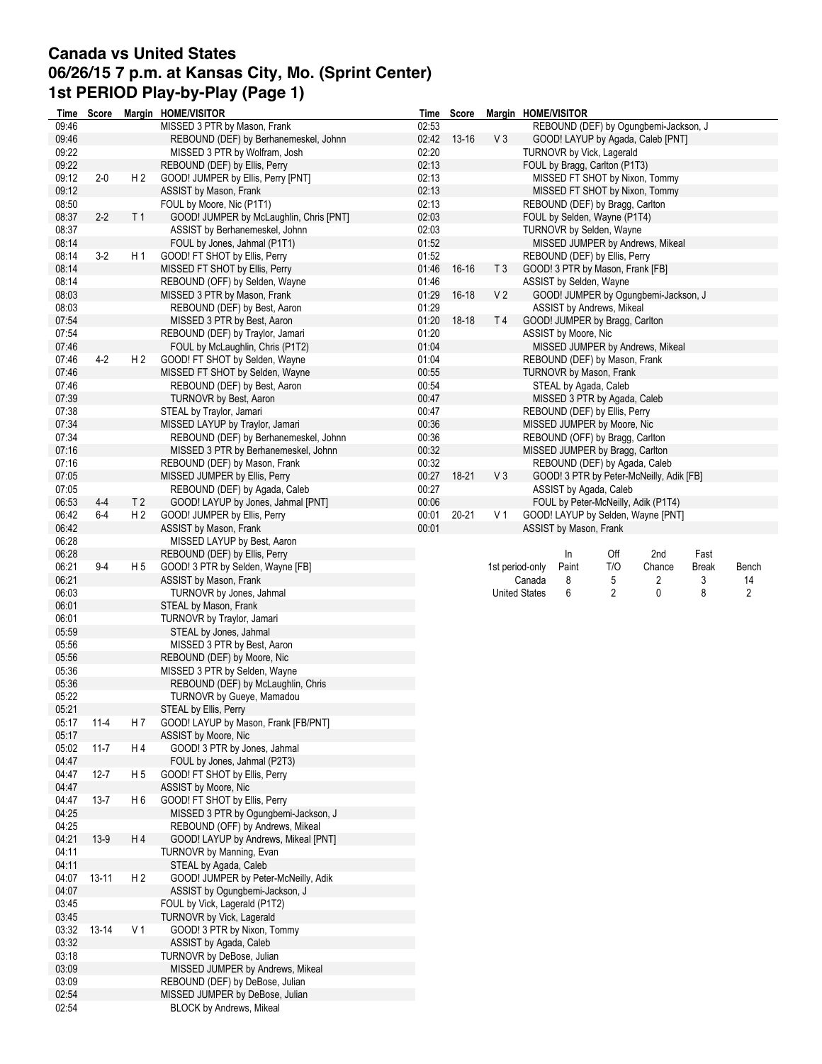# Canada vs United States
## 06/26/15 7 p.m. at Kansas City, Mo. (Sprint Center)
## 1st PERIOD Play-by-Play (Page 1)

| Time | Score | Margin | HOME/VISITOR |
|---|---|---|---|
| 09:46 | | | MISSED 3 PTR by Mason, Frank |
| 09:46 | | | REBOUND (DEF) by Berhanemeskel, Johnn |
| 09:22 | | | MISSED 3 PTR by Wolfram, Josh |
| 09:22 | | | REBOUND (DEF) by Ellis, Perry |
| 09:12 | 2-0 | H 2 | GOOD! JUMPER by Ellis, Perry [PNT] |
| 09:12 | | | ASSIST by Mason, Frank |
| 08:50 | | | FOUL by Moore, Nic (P1T1) |
| 08:37 | 2-2 | T 1 | GOOD! JUMPER by McLaughlin, Chris [PNT] |
| 08:37 | | | ASSIST by Berhanemeskel, Johnn |
| 08:14 | | | FOUL by Jones, Jahmal (P1T1) |
| 08:14 | 3-2 | H 1 | GOOD! FT SHOT by Ellis, Perry |
| 08:14 | | | MISSED FT SHOT by Ellis, Perry |
| 08:14 | | | REBOUND (OFF) by Selden, Wayne |
| 08:03 | | | MISSED 3 PTR by Mason, Frank |
| 08:03 | | | REBOUND (DEF) by Best, Aaron |
| 07:54 | | | MISSED 3 PTR by Best, Aaron |
| 07:54 | | | REBOUND (DEF) by Traylor, Jamari |
| 07:46 | | | FOUL by McLaughlin, Chris (P1T2) |
| 07:46 | 4-2 | H 2 | GOOD! FT SHOT by Selden, Wayne |
| 07:46 | | | MISSED FT SHOT by Selden, Wayne |
| 07:46 | | | REBOUND (DEF) by Best, Aaron |
| 07:39 | | | TURNOVR by Best, Aaron |
| 07:38 | | | STEAL by Traylor, Jamari |
| 07:34 | | | MISSED LAYUP by Traylor, Jamari |
| 07:34 | | | REBOUND (DEF) by Berhanemeskel, Johnn |
| 07:16 | | | MISSED 3 PTR by Berhanemeskel, Johnn |
| 07:16 | | | REBOUND (DEF) by Mason, Frank |
| 07:05 | | | MISSED JUMPER by Ellis, Perry |
| 07:05 | | | REBOUND (DEF) by Agada, Caleb |
| 06:53 | 4-4 | T 2 | GOOD! LAYUP by Jones, Jahmal [PNT] |
| 06:42 | 6-4 | H 2 | GOOD! JUMPER by Ellis, Perry |
| 06:42 | | | ASSIST by Mason, Frank |
| 06:28 | | | MISSED LAYUP by Best, Aaron |
| 06:28 | | | REBOUND (DEF) by Ellis, Perry |
| 06:21 | 9-4 | H 5 | GOOD! 3 PTR by Selden, Wayne [FB] |
| 06:21 | | | ASSIST by Mason, Frank |
| 06:03 | | | TURNOVR by Jones, Jahmal |
| 06:01 | | | STEAL by Mason, Frank |
| 06:01 | | | TURNOVR by Traylor, Jamari |
| 05:59 | | | STEAL by Jones, Jahmal |
| 05:56 | | | MISSED 3 PTR by Best, Aaron |
| 05:56 | | | REBOUND (DEF) by Moore, Nic |
| 05:36 | | | MISSED 3 PTR by Selden, Wayne |
| 05:36 | | | REBOUND (DEF) by McLaughlin, Chris |
| 05:22 | | | TURNOVR by Gueye, Mamadou |
| 05:21 | | | STEAL by Ellis, Perry |
| 05:17 | 11-4 | H 7 | GOOD! LAYUP by Mason, Frank [FB/PNT] |
| 05:17 | | | ASSIST by Moore, Nic |
| 05:02 | 11-7 | H 4 | GOOD! 3 PTR by Jones, Jahmal |
| 04:47 | | | FOUL by Jones, Jahmal (P2T3) |
| 04:47 | 12-7 | H 5 | GOOD! FT SHOT by Ellis, Perry |
| 04:47 | | | ASSIST by Moore, Nic |
| 04:47 | 13-7 | H 6 | GOOD! FT SHOT by Ellis, Perry |
| 04:25 | | | MISSED 3 PTR by Ogungbemi-Jackson, J |
| 04:25 | | | REBOUND (OFF) by Andrews, Mikeal |
| 04:21 | 13-9 | H 4 | GOOD! LAYUP by Andrews, Mikeal [PNT] |
| 04:11 | | | TURNOVR by Manning, Evan |
| 04:11 | | | STEAL by Agada, Caleb |
| 04:07 | 13-11 | H 2 | GOOD! JUMPER by Peter-McNeilly, Adik |
| 04:07 | | | ASSIST by Ogungbemi-Jackson, J |
| 03:45 | | | FOUL by Vick, Lagerald (P1T2) |
| 03:45 | | | TURNOVR by Vick, Lagerald |
| 03:32 | 13-14 | V 1 | GOOD! 3 PTR by Nixon, Tommy |
| 03:32 | | | ASSIST by Agada, Caleb |
| 03:18 | | | TURNOVR by DeBose, Julian |
| 03:09 | | | MISSED JUMPER by Andrews, Mikeal |
| 03:09 | | | REBOUND (DEF) by DeBose, Julian |
| 02:54 | | | MISSED JUMPER by DeBose, Julian |
| 02:54 | | | BLOCK by Andrews, Mikeal |
| 02:53 | | | REBOUND (DEF) by Ogungbemi-Jackson, J |
| 02:42 | 13-16 | V 3 | GOOD! LAYUP by Agada, Caleb [PNT] |
| 02:20 | | | TURNOVR by Vick, Lagerald |
| 02:13 | | | FOUL by Bragg, Carlton (P1T3) |
| 02:13 | | | MISSED FT SHOT by Nixon, Tommy |
| 02:13 | | | MISSED FT SHOT by Nixon, Tommy |
| 02:13 | | | REBOUND (DEF) by Bragg, Carlton |
| 02:03 | | | FOUL by Selden, Wayne (P1T4) |
| 02:03 | | | TURNOVR by Selden, Wayne |
| 01:52 | | | MISSED JUMPER by Andrews, Mikeal |
| 01:52 | | | REBOUND (DEF) by Ellis, Perry |
| 01:46 | 16-16 | T 3 | GOOD! 3 PTR by Mason, Frank [FB] |
| 01:46 | | | ASSIST by Selden, Wayne |
| 01:29 | 16-18 | V 2 | GOOD! JUMPER by Ogungbemi-Jackson, J |
| 01:29 | | | ASSIST by Andrews, Mikeal |
| 01:20 | 18-18 | T 4 | GOOD! JUMPER by Bragg, Carlton |
| 01:20 | | | ASSIST by Moore, Nic |
| 01:04 | | | MISSED JUMPER by Andrews, Mikeal |
| 01:04 | | | REBOUND (DEF) by Mason, Frank |
| 00:55 | | | TURNOVR by Mason, Frank |
| 00:54 | | | STEAL by Agada, Caleb |
| 00:47 | | | MISSED 3 PTR by Agada, Caleb |
| 00:47 | | | REBOUND (DEF) by Ellis, Perry |
| 00:36 | | | MISSED JUMPER by Moore, Nic |
| 00:36 | | | REBOUND (OFF) by Bragg, Carlton |
| 00:32 | | | MISSED JUMPER by Bragg, Carlton |
| 00:32 | | | REBOUND (DEF) by Agada, Caleb |
| 00:27 | 18-21 | V 3 | GOOD! 3 PTR by Peter-McNeilly, Adik [FB] |
| 00:27 | | | ASSIST by Agada, Caleb |
| 00:06 | | | FOUL by Peter-McNeilly, Adik (P1T4) |
| 00:01 | 20-21 | V 1 | GOOD! LAYUP by Selden, Wayne [PNT] |
| 00:01 | | | ASSIST by Mason, Frank |

| 1st period-only | In Paint | Off T/O | 2nd Chance | Fast Break | Bench |
|---|---|---|---|---|---|
| Canada | 8 | 5 | 2 | 3 | 14 |
| United States | 6 | 2 | 0 | 8 | 2 |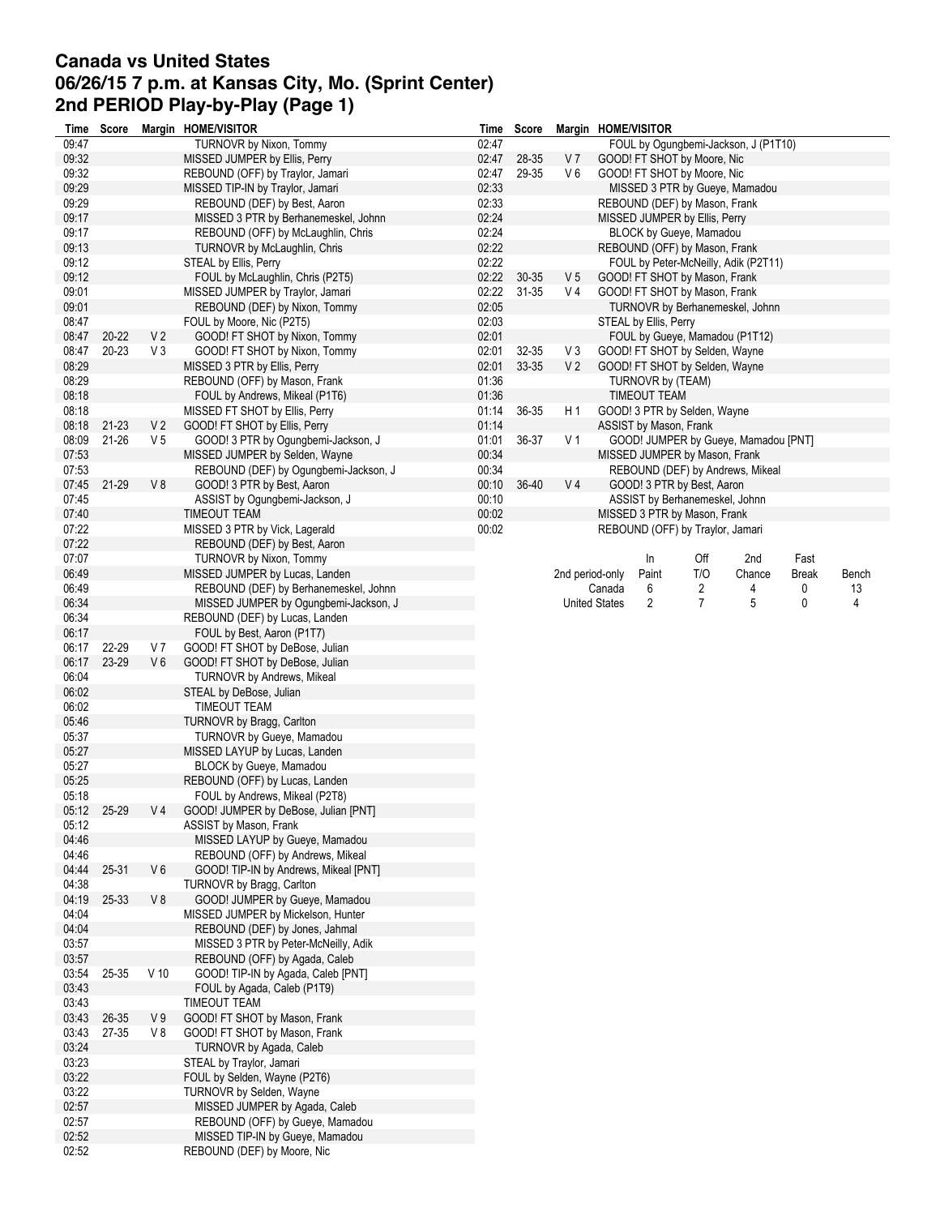# Canada vs United States
## 06/26/15 7 p.m. at Kansas City, Mo. (Sprint Center)
## 2nd PERIOD Play-by-Play (Page 1)

| Time | Score | Margin | HOME/VISITOR |
|---|---|---|---|
| 09:47 | | | TURNOVR by Nixon, Tommy |
| 09:32 | | | MISSED JUMPER by Ellis, Perry |
| 09:32 | | | REBOUND (OFF) by Traylor, Jamari |
| 09:29 | | | MISSED TIP-IN by Traylor, Jamari |
| 09:29 | | | REBOUND (DEF) by Best, Aaron |
| 09:17 | | | MISSED 3 PTR by Berhanemeskel, Johnn |
| 09:17 | | | REBOUND (OFF) by McLaughlin, Chris |
| 09:13 | | | TURNOVR by McLaughlin, Chris |
| 09:12 | | | STEAL by Ellis, Perry |
| 09:12 | | | FOUL by McLaughlin, Chris (P2T5) |
| 09:01 | | | MISSED JUMPER by Traylor, Jamari |
| 09:01 | | | REBOUND (DEF) by Nixon, Tommy |
| 08:47 | | | FOUL by Moore, Nic (P2T5) |
| 08:47 | 20-22 | V 2 | GOOD! FT SHOT by Nixon, Tommy |
| 08:47 | 20-23 | V 3 | GOOD! FT SHOT by Nixon, Tommy |
| 08:29 | | | MISSED 3 PTR by Ellis, Perry |
| 08:29 | | | REBOUND (OFF) by Mason, Frank |
| 08:18 | | | FOUL by Andrews, Mikeal (P1T6) |
| 08:18 | | | MISSED FT SHOT by Ellis, Perry |
| 08:18 | 21-23 | V 2 | GOOD! FT SHOT by Ellis, Perry |
| 08:09 | 21-26 | V 5 | GOOD! 3 PTR by Ogungbemi-Jackson, J |
| 07:53 | | | MISSED JUMPER by Selden, Wayne |
| 07:53 | | | REBOUND (DEF) by Ogungbemi-Jackson, J |
| 07:45 | 21-29 | V 8 | GOOD! 3 PTR by Best, Aaron |
| 07:45 | | | ASSIST by Ogungbemi-Jackson, J |
| 07:40 | | | TIMEOUT TEAM |
| 07:22 | | | MISSED 3 PTR by Vick, Lagerald |
| 07:22 | | | REBOUND (DEF) by Best, Aaron |
| 07:07 | | | TURNOVR by Nixon, Tommy |
| 06:49 | | | MISSED JUMPER by Lucas, Landen |
| 06:49 | | | REBOUND (DEF) by Berhanemeskel, Johnn |
| 06:34 | | | MISSED JUMPER by Ogungbemi-Jackson, J |
| 06:34 | | | REBOUND (DEF) by Lucas, Landen |
| 06:17 | | | FOUL by Best, Aaron (P1T7) |
| 06:17 | 22-29 | V 7 | GOOD! FT SHOT by DeBose, Julian |
| 06:17 | 23-29 | V 6 | GOOD! FT SHOT by DeBose, Julian |
| 06:04 | | | TURNOVR by Andrews, Mikeal |
| 06:02 | | | STEAL by DeBose, Julian |
| 06:02 | | | TIMEOUT TEAM |
| 05:46 | | | TURNOVR by Bragg, Carlton |
| 05:37 | | | TURNOVR by Gueye, Mamadou |
| 05:27 | | | MISSED LAYUP by Lucas, Landen |
| 05:27 | | | BLOCK by Gueye, Mamadou |
| 05:25 | | | REBOUND (OFF) by Lucas, Landen |
| 05:18 | | | FOUL by Andrews, Mikeal (P2T8) |
| 05:12 | 25-29 | V 4 | GOOD! JUMPER by DeBose, Julian [PNT] |
| 05:12 | | | ASSIST by Mason, Frank |
| 04:46 | | | MISSED LAYUP by Gueye, Mamadou |
| 04:46 | | | REBOUND (OFF) by Andrews, Mikeal |
| 04:44 | 25-31 | V 6 | GOOD! TIP-IN by Andrews, Mikeal [PNT] |
| 04:38 | | | TURNOVR by Bragg, Carlton |
| 04:19 | 25-33 | V 8 | GOOD! JUMPER by Gueye, Mamadou |
| 04:04 | | | MISSED JUMPER by Mickelson, Hunter |
| 04:04 | | | REBOUND (DEF) by Jones, Jahmal |
| 03:57 | | | MISSED 3 PTR by Peter-McNeilly, Adik |
| 03:57 | | | REBOUND (OFF) by Agada, Caleb |
| 03:54 | 25-35 | V 10 | GOOD! TIP-IN by Agada, Caleb [PNT] |
| 03:43 | | | FOUL by Agada, Caleb (P1T9) |
| 03:43 | | | TIMEOUT TEAM |
| 03:43 | 26-35 | V 9 | GOOD! FT SHOT by Mason, Frank |
| 03:43 | 27-35 | V 8 | GOOD! FT SHOT by Mason, Frank |
| 03:24 | | | TURNOVR by Agada, Caleb |
| 03:23 | | | STEAL by Traylor, Jamari |
| 03:22 | | | FOUL by Selden, Wayne (P2T6) |
| 03:22 | | | TURNOVR by Selden, Wayne |
| 02:57 | | | MISSED JUMPER by Agada, Caleb |
| 02:57 | | | REBOUND (OFF) by Gueye, Mamadou |
| 02:52 | | | MISSED TIP-IN by Gueye, Mamadou |
| 02:52 | | | REBOUND (DEF) by Moore, Nic |
| 02:47 | | | FOUL by Ogungbemi-Jackson, J (P1T10) |
| 02:47 | 28-35 | V 7 | GOOD! FT SHOT by Moore, Nic |
| 02:47 | 29-35 | V 6 | GOOD! FT SHOT by Moore, Nic |
| 02:33 | | | MISSED 3 PTR by Gueye, Mamadou |
| 02:33 | | | REBOUND (DEF) by Mason, Frank |
| 02:24 | | | MISSED JUMPER by Ellis, Perry |
| 02:24 | | | BLOCK by Gueye, Mamadou |
| 02:22 | | | REBOUND (OFF) by Mason, Frank |
| 02:22 | | | FOUL by Peter-McNeilly, Adik (P2T11) |
| 02:22 | 30-35 | V 5 | GOOD! FT SHOT by Mason, Frank |
| 02:22 | 31-35 | V 4 | GOOD! FT SHOT by Mason, Frank |
| 02:05 | | | TURNOVR by Berhanemeskel, Johnn |
| 02:03 | | | STEAL by Ellis, Perry |
| 02:01 | | | FOUL by Gueye, Mamadou (P1T12) |
| 02:01 | 32-35 | V 3 | GOOD! FT SHOT by Selden, Wayne |
| 02:01 | 33-35 | V 2 | GOOD! FT SHOT by Selden, Wayne |
| 01:36 | | | TURNOVR by (TEAM) |
| 01:36 | | | TIMEOUT TEAM |
| 01:14 | 36-35 | H 1 | GOOD! 3 PTR by Selden, Wayne |
| 01:14 | | | ASSIST by Mason, Frank |
| 01:01 | 36-37 | V 1 | GOOD! JUMPER by Gueye, Mamadou [PNT] |
| 00:34 | | | MISSED JUMPER by Mason, Frank |
| 00:34 | | | REBOUND (DEF) by Andrews, Mikeal |
| 00:10 | 36-40 | V 4 | GOOD! 3 PTR by Best, Aaron |
| 00:10 | | | ASSIST by Berhanemeskel, Johnn |
| 00:02 | | | MISSED 3 PTR by Mason, Frank |
| 00:02 | | | REBOUND (OFF) by Traylor, Jamari |

| 2nd period-only | In Paint | Off T/O | 2nd Chance | Fast Break | Bench |
|---|---|---|---|---|---|
| Canada | 6 | 2 | 4 | 0 | 13 |
| United States | 2 | 7 | 5 | 0 | 4 |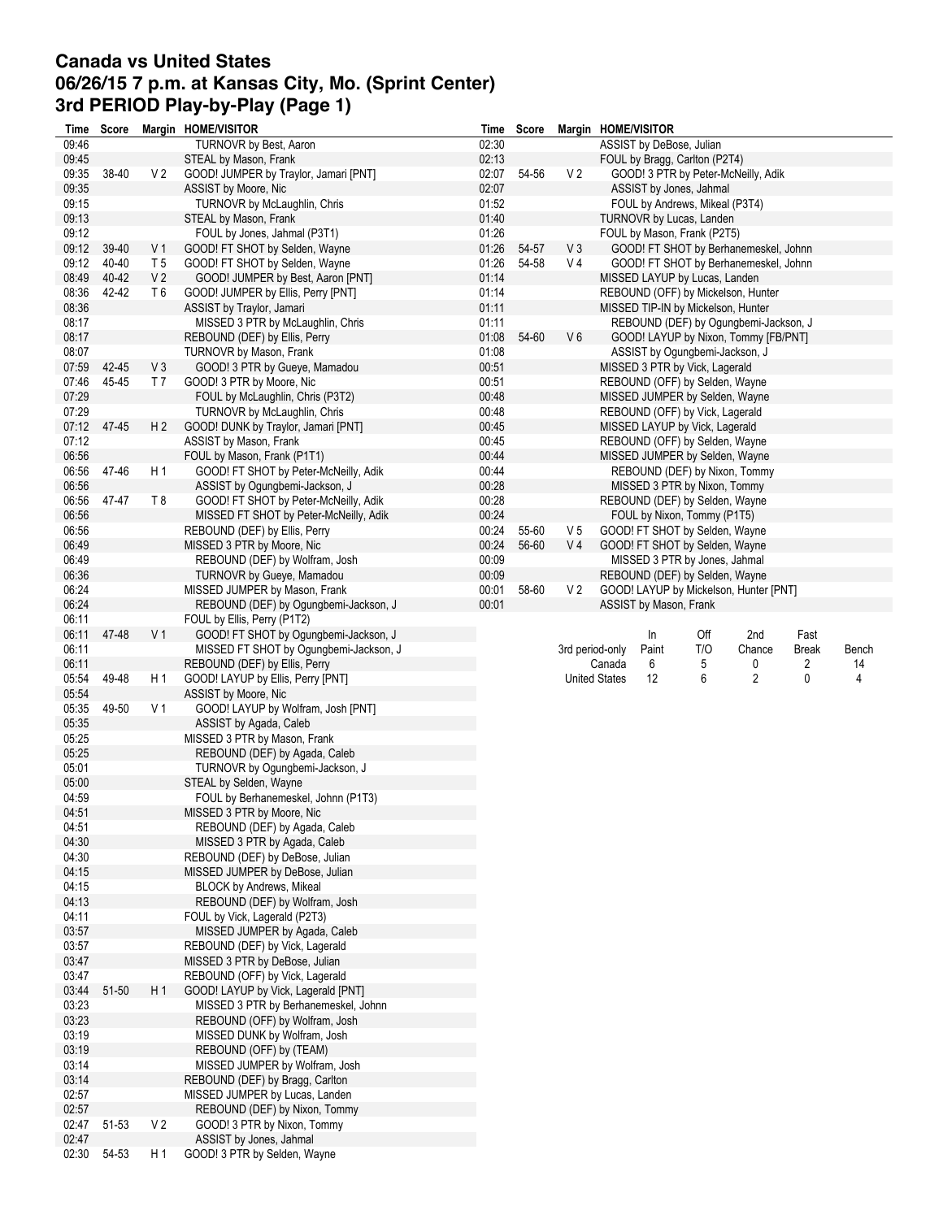# Canada vs United States
# 06/26/15 7 p.m. at Kansas City, Mo. (Sprint Center)
# 3rd PERIOD Play-by-Play (Page 1)

| Time | Score | Margin | HOME/VISITOR |
|---|---|---|---|
| 09:46 | | | TURNOVR by Best, Aaron |
| 09:45 | | | STEAL by Mason, Frank |
| 09:35 | 38-40 | V 2 | GOOD! JUMPER by Traylor, Jamari [PNT] |
| 09:35 | | | ASSIST by Moore, Nic |
| 09:15 | | | TURNOVR by McLaughlin, Chris |
| 09:13 | | | STEAL by Mason, Frank |
| 09:12 | | | FOUL by Jones, Jahmal (P3T1) |
| 09:12 | 39-40 | V 1 | GOOD! FT SHOT by Selden, Wayne |
| 09:12 | 40-40 | T 5 | GOOD! FT SHOT by Selden, Wayne |
| 08:49 | 40-42 | V 2 | GOOD! JUMPER by Best, Aaron [PNT] |
| 08:36 | 42-42 | T 6 | GOOD! JUMPER by Ellis, Perry [PNT] |
| 08:36 | | | ASSIST by Traylor, Jamari |
| 08:17 | | | MISSED 3 PTR by McLaughlin, Chris |
| 08:17 | | | REBOUND (DEF) by Ellis, Perry |
| 08:07 | | | TURNOVR by Mason, Frank |
| 07:59 | 42-45 | V 3 | GOOD! 3 PTR by Gueye, Mamadou |
| 07:46 | 45-45 | T 7 | GOOD! 3 PTR by Moore, Nic |
| 07:29 | | | FOUL by McLaughlin, Chris (P3T2) |
| 07:29 | | | TURNOVR by McLaughlin, Chris |
| 07:12 | 47-45 | H 2 | GOOD! DUNK by Traylor, Jamari [PNT] |
| 07:12 | | | ASSIST by Mason, Frank |
| 06:56 | | | FOUL by Mason, Frank (P1T1) |
| 06:56 | 47-46 | H 1 | GOOD! FT SHOT by Peter-McNeilly, Adik |
| 06:56 | | | ASSIST by Ogungbemi-Jackson, J |
| 06:56 | 47-47 | T 8 | GOOD! FT SHOT by Peter-McNeilly, Adik |
| 06:56 | | | MISSED FT SHOT by Peter-McNeilly, Adik |
| 06:56 | | | REBOUND (DEF) by Ellis, Perry |
| 06:49 | | | MISSED 3 PTR by Moore, Nic |
| 06:49 | | | REBOUND (DEF) by Wolfram, Josh |
| 06:36 | | | TURNOVR by Gueye, Mamadou |
| 06:24 | | | MISSED JUMPER by Mason, Frank |
| 06:24 | | | REBOUND (DEF) by Ogungbemi-Jackson, J |
| 06:11 | | | FOUL by Ellis, Perry (P1T2) |
| 06:11 | 47-48 | V 1 | GOOD! FT SHOT by Ogungbemi-Jackson, J |
| 06:11 | | | MISSED FT SHOT by Ogungbemi-Jackson, J |
| 06:11 | | | REBOUND (DEF) by Ellis, Perry |
| 05:54 | 49-48 | H 1 | GOOD! LAYUP by Ellis, Perry [PNT] |
| 05:54 | | | ASSIST by Moore, Nic |
| 05:35 | 49-50 | V 1 | GOOD! LAYUP by Wolfram, Josh [PNT] |
| 05:35 | | | ASSIST by Agada, Caleb |
| 05:25 | | | MISSED 3 PTR by Mason, Frank |
| 05:25 | | | REBOUND (DEF) by Agada, Caleb |
| 05:01 | | | TURNOVR by Ogungbemi-Jackson, J |
| 05:00 | | | STEAL by Selden, Wayne |
| 04:59 | | | FOUL by Berhanemeskel, Johnn (P1T3) |
| 04:51 | | | MISSED 3 PTR by Moore, Nic |
| 04:51 | | | REBOUND (DEF) by Agada, Caleb |
| 04:30 | | | MISSED 3 PTR by Agada, Caleb |
| 04:30 | | | REBOUND (DEF) by DeBose, Julian |
| 04:15 | | | MISSED JUMPER by DeBose, Julian |
| 04:15 | | | BLOCK by Andrews, Mikeal |
| 04:13 | | | REBOUND (DEF) by Wolfram, Josh |
| 04:11 | | | FOUL by Vick, Lagerald (P2T3) |
| 03:57 | | | MISSED JUMPER by Agada, Caleb |
| 03:57 | | | REBOUND (DEF) by Vick, Lagerald |
| 03:47 | | | MISSED 3 PTR by DeBose, Julian |
| 03:47 | | | REBOUND (OFF) by Vick, Lagerald |
| 03:44 | 51-50 | H 1 | GOOD! LAYUP by Vick, Lagerald [PNT] |
| 03:23 | | | MISSED 3 PTR by Berhanemeskel, Johnn |
| 03:23 | | | REBOUND (OFF) by Wolfram, Josh |
| 03:19 | | | MISSED DUNK by Wolfram, Josh |
| 03:19 | | | REBOUND (OFF) by (TEAM) |
| 03:14 | | | MISSED JUMPER by Wolfram, Josh |
| 03:14 | | | REBOUND (DEF) by Bragg, Carlton |
| 02:57 | | | MISSED JUMPER by Lucas, Landen |
| 02:57 | | | REBOUND (DEF) by Nixon, Tommy |
| 02:47 | 51-53 | V 2 | GOOD! 3 PTR by Nixon, Tommy |
| 02:47 | | | ASSIST by Jones, Jahmal |
| 02:30 | 54-53 | H 1 | GOOD! 3 PTR by Selden, Wayne |
| 02:30 | | | ASSIST by DeBose, Julian |
| 02:13 | | | FOUL by Bragg, Carlton (P2T4) |
| 02:07 | 54-56 | V 2 | GOOD! 3 PTR by Peter-McNeilly, Adik |
| 02:07 | | | ASSIST by Jones, Jahmal |
| 01:52 | | | FOUL by Andrews, Mikeal (P3T4) |
| 01:40 | | | TURNOVR by Lucas, Landen |
| 01:26 | | | FOUL by Mason, Frank (P2T5) |
| 01:26 | 54-57 | V 3 | GOOD! FT SHOT by Berhanemeskel, Johnn |
| 01:26 | 54-58 | V 4 | GOOD! FT SHOT by Berhanemeskel, Johnn |
| 01:14 | | | MISSED LAYUP by Lucas, Landen |
| 01:14 | | | REBOUND (OFF) by Mickelson, Hunter |
| 01:11 | | | MISSED TIP-IN by Mickelson, Hunter |
| 01:11 | | | REBOUND (DEF) by Ogungbemi-Jackson, J |
| 01:08 | 54-60 | V 6 | GOOD! LAYUP by Nixon, Tommy [FB/PNT] |
| 01:08 | | | ASSIST by Ogungbemi-Jackson, J |
| 00:51 | | | MISSED 3 PTR by Vick, Lagerald |
| 00:51 | | | REBOUND (OFF) by Selden, Wayne |
| 00:48 | | | MISSED JUMPER by Selden, Wayne |
| 00:48 | | | REBOUND (OFF) by Vick, Lagerald |
| 00:45 | | | MISSED LAYUP by Vick, Lagerald |
| 00:45 | | | REBOUND (OFF) by Selden, Wayne |
| 00:44 | | | MISSED JUMPER by Selden, Wayne |
| 00:44 | | | REBOUND (DEF) by Nixon, Tommy |
| 00:28 | | | MISSED 3 PTR by Nixon, Tommy |
| 00:28 | | | REBOUND (DEF) by Selden, Wayne |
| 00:24 | | | FOUL by Nixon, Tommy (P1T5) |
| 00:24 | 55-60 | V 5 | GOOD! FT SHOT by Selden, Wayne |
| 00:24 | 56-60 | V 4 | GOOD! FT SHOT by Selden, Wayne |
| 00:09 | | | MISSED 3 PTR by Jones, Jahmal |
| 00:09 | | | REBOUND (DEF) by Selden, Wayne |
| 00:01 | 58-60 | V 2 | GOOD! LAYUP by Mickelson, Hunter [PNT] |
| 00:01 | | | ASSIST by Mason, Frank |

| 3rd period-only | In Paint | Off T/O | 2nd Chance | Fast Break | Bench |
|---|---|---|---|---|---|
| Canada | 6 | 5 | 0 | 2 | 14 |
| United States | 12 | 6 | 2 | 0 | 4 |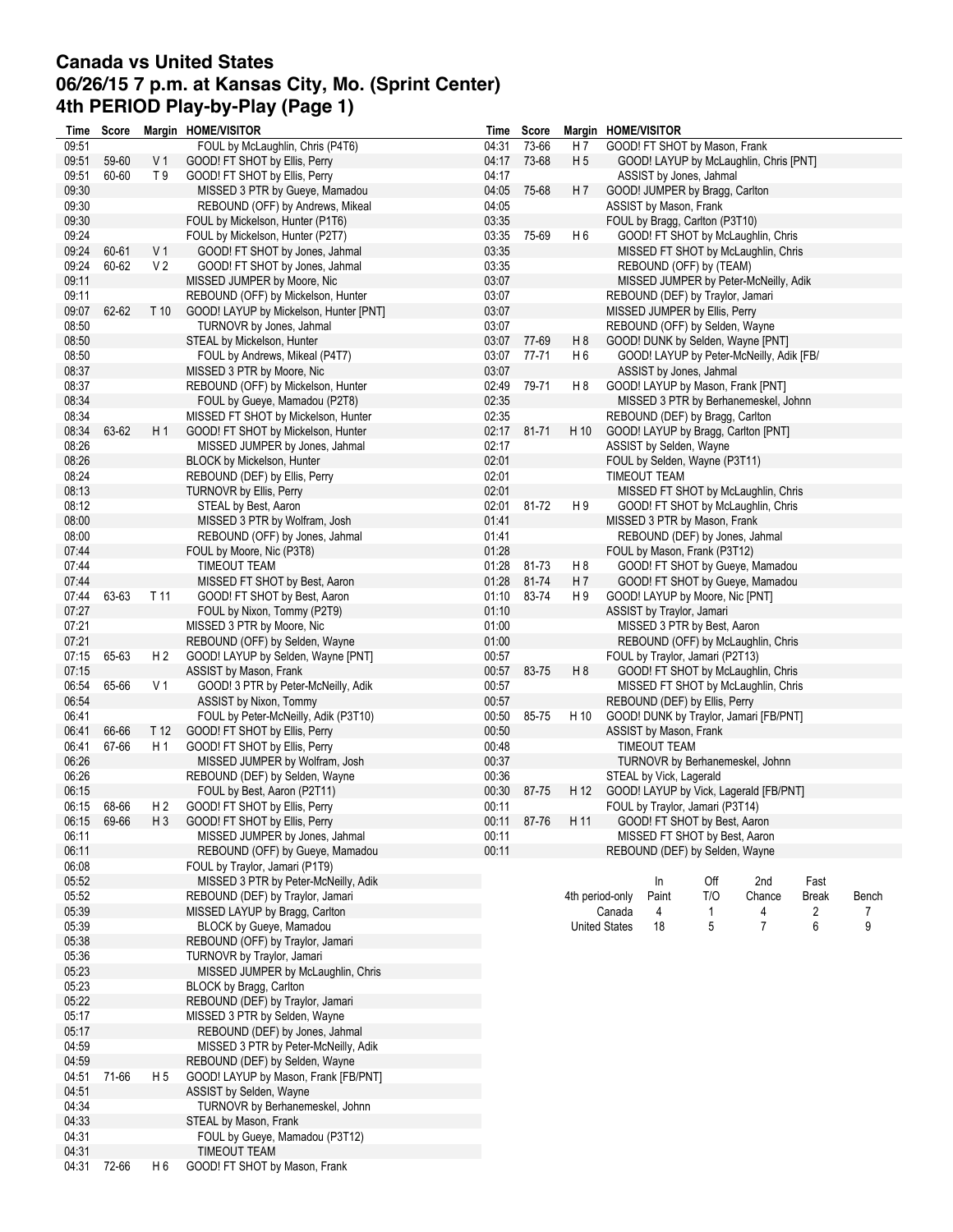# Canada vs United States
## 06/26/15 7 p.m. at Kansas City, Mo. (Sprint Center)
## 4th PERIOD Play-by-Play (Page 1)

| Time | Score | Margin | HOME/VISITOR |
|---|---|---|---|
| 09:51 | | | FOUL by McLaughlin, Chris (P4T6) |
| 09:51 | 59-60 | V 1 | GOOD! FT SHOT by Ellis, Perry |
| 09:51 | 60-60 | T 9 | GOOD! FT SHOT by Ellis, Perry |
| 09:30 | | | MISSED 3 PTR by Gueye, Mamadou |
| 09:30 | | | REBOUND (OFF) by Andrews, Mikeal |
| 09:30 | | | FOUL by Mickelson, Hunter (P1T6) |
| 09:24 | | | FOUL by Mickelson, Hunter (P2T7) |
| 09:24 | 60-61 | V 1 | GOOD! FT SHOT by Jones, Jahmal |
| 09:24 | 60-62 | V 2 | GOOD! FT SHOT by Jones, Jahmal |
| 09:11 | | | MISSED JUMPER by Moore, Nic |
| 09:11 | | | REBOUND (OFF) by Mickelson, Hunter |
| 09:07 | 62-62 | T 10 | GOOD! LAYUP by Mickelson, Hunter [PNT] |
| 08:50 | | | TURNOVR by Jones, Jahmal |
| 08:50 | | | STEAL by Mickelson, Hunter |
| 08:50 | | | FOUL by Andrews, Mikeal (P4T7) |
| 08:37 | | | MISSED 3 PTR by Moore, Nic |
| 08:37 | | | REBOUND (OFF) by Mickelson, Hunter |
| 08:34 | | | FOUL by Gueye, Mamadou (P2T8) |
| 08:34 | | | MISSED FT SHOT by Mickelson, Hunter |
| 08:34 | 63-62 | H 1 | GOOD! FT SHOT by Mickelson, Hunter |
| 08:26 | | | MISSED JUMPER by Jones, Jahmal |
| 08:26 | | | BLOCK by Mickelson, Hunter |
| 08:24 | | | REBOUND (DEF) by Ellis, Perry |
| 08:13 | | | TURNOVR by Ellis, Perry |
| 08:12 | | | STEAL by Best, Aaron |
| 08:00 | | | MISSED 3 PTR by Wolfram, Josh |
| 08:00 | | | REBOUND (OFF) by Jones, Jahmal |
| 07:44 | | | FOUL by Moore, Nic (P3T8) |
| 07:44 | | | TIMEOUT TEAM |
| 07:44 | | | MISSED FT SHOT by Best, Aaron |
| 07:44 | 63-63 | T 11 | GOOD! FT SHOT by Best, Aaron |
| 07:27 | | | FOUL by Nixon, Tommy (P2T9) |
| 07:21 | | | MISSED 3 PTR by Moore, Nic |
| 07:21 | | | REBOUND (OFF) by Selden, Wayne |
| 07:15 | 65-63 | H 2 | GOOD! LAYUP by Selden, Wayne [PNT] |
| 07:15 | | | ASSIST by Mason, Frank |
| 06:54 | 65-66 | V 1 | GOOD! 3 PTR by Peter-McNeilly, Adik |
| 06:54 | | | ASSIST by Nixon, Tommy |
| 06:41 | | | FOUL by Peter-McNeilly, Adik (P3T10) |
| 06:41 | 66-66 | T 12 | GOOD! FT SHOT by Ellis, Perry |
| 06:41 | 67-66 | H 1 | GOOD! FT SHOT by Ellis, Perry |
| 06:26 | | | MISSED JUMPER by Wolfram, Josh |
| 06:26 | | | REBOUND (DEF) by Selden, Wayne |
| 06:15 | | | FOUL by Best, Aaron (P2T11) |
| 06:15 | 68-66 | H 2 | GOOD! FT SHOT by Ellis, Perry |
| 06:15 | 69-66 | H 3 | GOOD! FT SHOT by Ellis, Perry |
| 06:11 | | | MISSED JUMPER by Jones, Jahmal |
| 06:11 | | | REBOUND (OFF) by Gueye, Mamadou |
| 06:08 | | | FOUL by Traylor, Jamari (P1T9) |
| 05:52 | | | MISSED 3 PTR by Peter-McNeilly, Adik |
| 05:52 | | | REBOUND (DEF) by Traylor, Jamari |
| 05:39 | | | MISSED LAYUP by Bragg, Carlton |
| 05:39 | | | BLOCK by Gueye, Mamadou |
| 05:38 | | | REBOUND (OFF) by Traylor, Jamari |
| 05:36 | | | TURNOVR by Traylor, Jamari |
| 05:23 | | | MISSED JUMPER by McLaughlin, Chris |
| 05:23 | | | BLOCK by Bragg, Carlton |
| 05:22 | | | REBOUND (DEF) by Traylor, Jamari |
| 05:17 | | | MISSED 3 PTR by Selden, Wayne |
| 05:17 | | | REBOUND (DEF) by Jones, Jahmal |
| 04:59 | | | MISSED 3 PTR by Peter-McNeilly, Adik |
| 04:59 | | | REBOUND (DEF) by Selden, Wayne |
| 04:51 | 71-66 | H 5 | GOOD! LAYUP by Mason, Frank [FB/PNT] |
| 04:51 | | | ASSIST by Selden, Wayne |
| 04:34 | | | TURNOVR by Berhanemeskel, Johnn |
| 04:33 | | | STEAL by Mason, Frank |
| 04:31 | | | FOUL by Gueye, Mamadou (P3T12) |
| 04:31 | | | TIMEOUT TEAM |
| 04:31 | 72-66 | H 6 | GOOD! FT SHOT by Mason, Frank |
| 04:31 | 73-66 | H 7 | GOOD! FT SHOT by Mason, Frank |
| 04:17 | 73-68 | H 5 | GOOD! LAYUP by McLaughlin, Chris [PNT] |
| 04:17 | | | ASSIST by Jones, Jahmal |
| 04:05 | 75-68 | H 7 | GOOD! JUMPER by Bragg, Carlton |
| 04:05 | | | ASSIST by Mason, Frank |
| 03:35 | | | FOUL by Bragg, Carlton (P3T10) |
| 03:35 | 75-69 | H 6 | GOOD! FT SHOT by McLaughlin, Chris |
| 03:35 | | | MISSED FT SHOT by McLaughlin, Chris |
| 03:35 | | | REBOUND (OFF) by (TEAM) |
| 03:07 | | | MISSED JUMPER by Peter-McNeilly, Adik |
| 03:07 | | | REBOUND (DEF) by Traylor, Jamari |
| 03:07 | | | MISSED JUMPER by Ellis, Perry |
| 03:07 | | | REBOUND (OFF) by Selden, Wayne |
| 03:07 | 77-69 | H 8 | GOOD! DUNK by Selden, Wayne [PNT] |
| 03:07 | 77-71 | H 6 | GOOD! LAYUP by Peter-McNeilly, Adik [FB/ |
| 03:07 | | | ASSIST by Jones, Jahmal |
| 02:49 | 79-71 | H 8 | GOOD! LAYUP by Mason, Frank [PNT] |
| 02:35 | | | MISSED 3 PTR by Berhanemeskel, Johnn |
| 02:35 | | | REBOUND (DEF) by Bragg, Carlton |
| 02:17 | 81-71 | H 10 | GOOD! LAYUP by Bragg, Carlton [PNT] |
| 02:17 | | | ASSIST by Selden, Wayne |
| 02:01 | | | FOUL by Selden, Wayne (P3T11) |
| 02:01 | | | TIMEOUT TEAM |
| 02:01 | | | MISSED FT SHOT by McLaughlin, Chris |
| 02:01 | 81-72 | H 9 | GOOD! FT SHOT by McLaughlin, Chris |
| 01:41 | | | MISSED 3 PTR by Mason, Frank |
| 01:41 | | | REBOUND (DEF) by Jones, Jahmal |
| 01:28 | | | FOUL by Mason, Frank (P3T12) |
| 01:28 | 81-73 | H 8 | GOOD! FT SHOT by Gueye, Mamadou |
| 01:28 | 81-74 | H 7 | GOOD! FT SHOT by Gueye, Mamadou |
| 01:10 | 83-74 | H 9 | GOOD! LAYUP by Moore, Nic [PNT] |
| 01:10 | | | ASSIST by Traylor, Jamari |
| 01:00 | | | MISSED 3 PTR by Best, Aaron |
| 01:00 | | | REBOUND (OFF) by McLaughlin, Chris |
| 00:57 | | | FOUL by Traylor, Jamari (P2T13) |
| 00:57 | 83-75 | H 8 | GOOD! FT SHOT by McLaughlin, Chris |
| 00:57 | | | MISSED FT SHOT by McLaughlin, Chris |
| 00:57 | | | REBOUND (DEF) by Ellis, Perry |
| 00:50 | 85-75 | H 10 | GOOD! DUNK by Traylor, Jamari [FB/PNT] |
| 00:50 | | | ASSIST by Mason, Frank |
| 00:48 | | | TIMEOUT TEAM |
| 00:37 | | | TURNOVR by Berhanemeskel, Johnn |
| 00:36 | | | STEAL by Vick, Lagerald |
| 00:30 | 87-75 | H 12 | GOOD! LAYUP by Vick, Lagerald [FB/PNT] |
| 00:11 | | | FOUL by Traylor, Jamari (P3T14) |
| 00:11 | 87-76 | H 11 | GOOD! FT SHOT by Best, Aaron |
| 00:11 | | | MISSED FT SHOT by Best, Aaron |
| 00:11 | | | REBOUND (DEF) by Selden, Wayne |

| 4th period-only | In Paint | Off T/O | 2nd Chance | Fast Break | Bench |
|---|---|---|---|---|---|
| Canada | 4 | 1 | 4 | 2 | 7 |
| United States | 18 | 5 | 7 | 6 | 9 |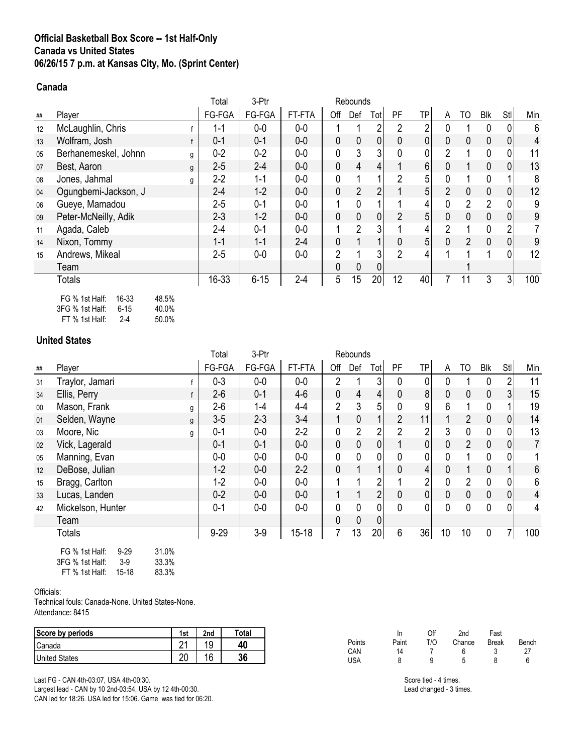**Official Basketball Box Score -- 1st Half-Only**
**Canada vs United States**
**06/26/15 7 p.m. at Kansas City, Mo. (Sprint Center)**

**Canada**

| ## | Player | | Total FG-FGA | 3-Ptr FG-FGA | FT-FTA | Rebounds Off | Def | Tot | PF | TP | A | TO | Blk | Stl | Min |
|---|---|---|---|---|---|---|---|---|---|---|---|---|---|---|---|
| 12 | McLaughlin, Chris | f | 1-1 | 0-0 | 0-0 | 1 | 1 | 2 | 2 | 2 | 0 | 1 | 0 | 0 | 6 |
| 13 | Wolfram, Josh | f | 0-1 | 0-1 | 0-0 | 0 | 0 | 0 | 0 | 0 | 0 | 0 | 0 | 0 | 4 |
| 05 | Berhanemeskel, Johnn | g | 0-2 | 0-2 | 0-0 | 0 | 3 | 3 | 0 | 0 | 2 | 1 | 0 | 0 | 11 |
| 07 | Best, Aaron | g | 2-5 | 2-4 | 0-0 | 0 | 4 | 4 | 1 | 6 | 0 | 1 | 0 | 0 | 13 |
| 08 | Jones, Jahmal | g | 2-2 | 1-1 | 0-0 | 0 | 1 | 1 | 2 | 5 | 0 | 1 | 0 | 1 | 8 |
| 04 | Ogungbemi-Jackson, J | | 2-4 | 1-2 | 0-0 | 0 | 2 | 2 | 1 | 5 | 2 | 0 | 0 | 0 | 12 |
| 06 | Gueye, Mamadou | | 2-5 | 0-1 | 0-0 | 1 | 0 | 1 | 1 | 4 | 0 | 2 | 2 | 0 | 9 |
| 09 | Peter-McNeilly, Adik | | 2-3 | 1-2 | 0-0 | 0 | 0 | 0 | 2 | 5 | 0 | 0 | 0 | 0 | 9 |
| 11 | Agada, Caleb | | 2-4 | 0-1 | 0-0 | 1 | 2 | 3 | 1 | 4 | 2 | 1 | 0 | 2 | 7 |
| 14 | Nixon, Tommy | | 1-1 | 1-1 | 2-4 | 0 | 1 | 1 | 0 | 5 | 0 | 2 | 0 | 0 | 9 |
| 15 | Andrews, Mikeal | | 2-5 | 0-0 | 0-0 | 2 | 1 | 3 | 2 | 4 | 1 | 1 | 1 | 0 | 12 |
| | Team | | | | | 0 | 0 | 0 | | | | 1 | | | |
| | Totals | | 16-33 | 6-15 | 2-4 | 5 | 15 | 20 | 12 | 40 | 7 | 11 | 3 | 3 | 100 |

FG % 1st Half: 16-33 48.5%
3FG % 1st Half: 6-15 40.0%
FT % 1st Half: 2-4 50.0%

**United States**

| ## | Player | | Total FG-FGA | 3-Ptr FG-FGA | FT-FTA | Rebounds Off | Def | Tot | PF | TP | A | TO | Blk | Stl | Min |
|---|---|---|---|---|---|---|---|---|---|---|---|---|---|---|---|
| 31 | Traylor, Jamari | f | 0-3 | 0-0 | 0-0 | 2 | 1 | 3 | 0 | 0 | 0 | 1 | 0 | 2 | 11 |
| 34 | Ellis, Perry | f | 2-6 | 0-1 | 4-6 | 0 | 4 | 4 | 0 | 8 | 0 | 0 | 0 | 3 | 15 |
| 00 | Mason, Frank | g | 2-6 | 1-4 | 4-4 | 2 | 3 | 5 | 0 | 9 | 6 | 1 | 0 | 1 | 19 |
| 01 | Selden, Wayne | g | 3-5 | 2-3 | 3-4 | 1 | 0 | 1 | 2 | 11 | 1 | 2 | 0 | 0 | 14 |
| 03 | Moore, Nic | g | 0-1 | 0-0 | 2-2 | 0 | 2 | 2 | 2 | 2 | 3 | 0 | 0 | 0 | 13 |
| 02 | Vick, Lagerald | | 0-1 | 0-1 | 0-0 | 0 | 0 | 0 | 1 | 0 | 0 | 2 | 0 | 0 | 7 |
| 05 | Manning, Evan | | 0-0 | 0-0 | 0-0 | 0 | 0 | 0 | 0 | 0 | 0 | 1 | 0 | 0 | 1 |
| 12 | DeBose, Julian | | 1-2 | 0-0 | 2-2 | 0 | 1 | 1 | 0 | 4 | 0 | 1 | 0 | 1 | 6 |
| 15 | Bragg, Carlton | | 1-2 | 0-0 | 0-0 | 1 | 1 | 2 | 1 | 2 | 0 | 2 | 0 | 0 | 6 |
| 33 | Lucas, Landen | | 0-2 | 0-0 | 0-0 | 1 | 1 | 2 | 0 | 0 | 0 | 0 | 0 | 0 | 4 |
| 42 | Mickelson, Hunter | | 0-1 | 0-0 | 0-0 | 0 | 0 | 0 | 0 | 0 | 0 | 0 | 0 | 0 | 4 |
| | Team | | | | | 0 | 0 | 0 | | | | | | | |
| | Totals | | 9-29 | 3-9 | 15-18 | 7 | 13 | 20 | 6 | 36 | 10 | 10 | 0 | 7 | 100 |

FG % 1st Half: 9-29 31.0%
3FG % 1st Half: 3-9 33.3%
FT % 1st Half: 15-18 83.3%

Officials:
Technical fouls: Canada-None. United States-None.
Attendance: 8415

| Score by periods | 1st | 2nd | Total |
|---|---|---|---|
| Canada | 21 | 19 | **40** |
| United States | 20 | 16 | **36** |

| Points | In Paint | Off T/O | 2nd Chance | Fast Break | Bench |
|---|---|---|---|---|---|
| CAN | 14 | 7 | 6 | 3 | 27 |
| USA | 8 | 9 | 5 | 8 | 6 |

Last FG - CAN 4th-03:07, USA 4th-00:30.
Largest lead - CAN by 10 2nd-03:54, USA by 12 4th-00:30.
CAN led for 18:26. USA led for 15:06. Game was tied for 06:20.

Score tied - 4 times.
Lead changed - 3 times.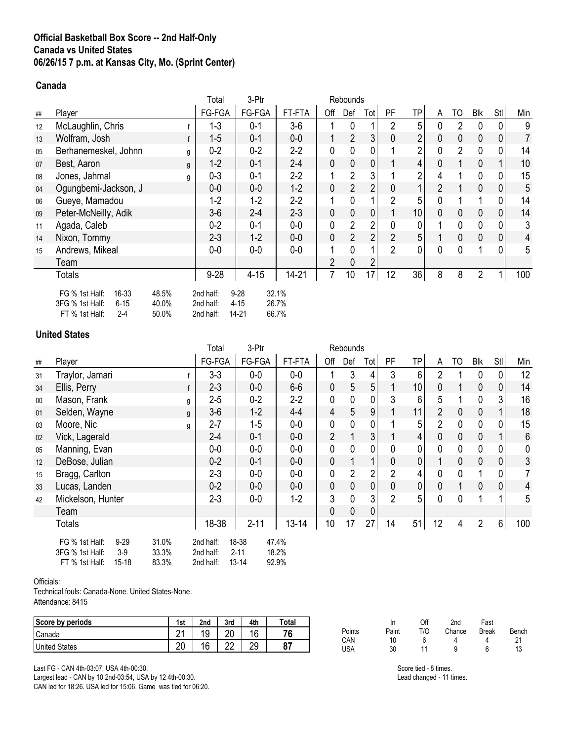**Official Basketball Box Score -- 2nd Half-Only**
**Canada vs United States**
**06/26/15 7 p.m. at Kansas City, Mo. (Sprint Center)**

## Canada

| ## | Player | | Total FG-FGA | 3-Ptr FG-FGA | FT-FTA | Rebounds Off | Def | Tot | PF | TP | A | TO | Blk | Stl | Min |
|---|---|---|---|---|---|---|---|---|---|---|---|---|---|---|---|
| 12 | McLaughlin, Chris | f | 1-3 | 0-1 | 3-6 | 1 | 0 | 1 | 2 | 5 | 0 | 2 | 0 | 0 | 9 |
| 13 | Wolfram, Josh | f | 1-5 | 0-1 | 0-0 | 1 | 2 | 3 | 0 | 2 | 0 | 0 | 0 | 0 | 7 |
| 05 | Berhanemeskel, Johnn | g | 0-2 | 0-2 | 2-2 | 0 | 0 | 0 | 1 | 2 | 0 | 2 | 0 | 0 | 14 |
| 07 | Best, Aaron | g | 1-2 | 0-1 | 2-4 | 0 | 0 | 0 | 1 | 4 | 0 | 1 | 0 | 1 | 10 |
| 08 | Jones, Jahmal | g | 0-3 | 0-1 | 2-2 | 1 | 2 | 3 | 1 | 2 | 4 | 1 | 0 | 0 | 15 |
| 04 | Ogungbemi-Jackson, J | | 0-0 | 0-0 | 1-2 | 0 | 2 | 2 | 0 | 1 | 2 | 1 | 0 | 0 | 5 |
| 06 | Gueye, Mamadou | | 1-2 | 1-2 | 2-2 | 1 | 0 | 1 | 2 | 5 | 0 | 1 | 1 | 0 | 14 |
| 09 | Peter-McNeilly, Adik | | 3-6 | 2-4 | 2-3 | 0 | 0 | 0 | 1 | 10 | 0 | 0 | 0 | 0 | 14 |
| 11 | Agada, Caleb | | 0-2 | 0-1 | 0-0 | 0 | 2 | 2 | 0 | 0 | 1 | 0 | 0 | 0 | 3 |
| 14 | Nixon, Tommy | | 2-3 | 1-2 | 0-0 | 0 | 2 | 2 | 2 | 5 | 1 | 0 | 0 | 0 | 4 |
| 15 | Andrews, Mikeal | | 0-0 | 0-0 | 0-0 | 1 | 0 | 1 | 2 | 0 | 0 | 0 | 1 | 0 | 5 |
| | Team | | | | | 2 | 0 | 2 | | | | | | | |
| | Totals | | 9-28 | 4-15 | 14-21 | 7 | 10 | 17 | 12 | 36 | 8 | 8 | 2 | 1 | 100 |

FG % 1st Half: 16-33 48.5% 2nd half: 9-28 32.1%
3FG % 1st Half: 6-15 40.0% 2nd half: 4-15 26.7%
FT % 1st Half: 2-4 50.0% 2nd half: 14-21 66.7%

## United States

| ## | Player | | Total FG-FGA | 3-Ptr FG-FGA | FT-FTA | Rebounds Off | Def | Tot | PF | TP | A | TO | Blk | Stl | Min |
|---|---|---|---|---|---|---|---|---|---|---|---|---|---|---|---|
| 31 | Traylor, Jamari | f | 3-3 | 0-0 | 0-0 | 1 | 3 | 4 | 3 | 6 | 2 | 1 | 0 | 0 | 12 |
| 34 | Ellis, Perry | f | 2-3 | 0-0 | 6-6 | 0 | 5 | 5 | 1 | 10 | 0 | 1 | 0 | 0 | 14 |
| 00 | Mason, Frank | g | 2-5 | 0-2 | 2-2 | 0 | 0 | 0 | 3 | 6 | 5 | 1 | 0 | 3 | 16 |
| 01 | Selden, Wayne | g | 3-6 | 1-2 | 4-4 | 4 | 5 | 9 | 1 | 11 | 2 | 0 | 0 | 1 | 18 |
| 03 | Moore, Nic | g | 2-7 | 1-5 | 0-0 | 0 | 0 | 0 | 1 | 5 | 2 | 0 | 0 | 0 | 15 |
| 02 | Vick, Lagerald | | 2-4 | 0-1 | 0-0 | 2 | 1 | 3 | 1 | 4 | 0 | 0 | 0 | 1 | 6 |
| 05 | Manning, Evan | | 0-0 | 0-0 | 0-0 | 0 | 0 | 0 | 0 | 0 | 0 | 0 | 0 | 0 | 0 |
| 12 | DeBose, Julian | | 0-2 | 0-1 | 0-0 | 0 | 1 | 1 | 0 | 0 | 1 | 0 | 0 | 0 | 3 |
| 15 | Bragg, Carlton | | 2-3 | 0-0 | 0-0 | 0 | 2 | 2 | 2 | 4 | 0 | 0 | 1 | 0 | 7 |
| 33 | Lucas, Landen | | 0-2 | 0-0 | 0-0 | 0 | 0 | 0 | 0 | 0 | 0 | 1 | 0 | 0 | 4 |
| 42 | Mickelson, Hunter | | 2-3 | 0-0 | 1-2 | 3 | 0 | 3 | 2 | 5 | 0 | 0 | 1 | 1 | 5 |
| | Team | | | | | 0 | 0 | 0 | | | | | | | |
| | Totals | | 18-38 | 2-11 | 13-14 | 10 | 17 | 27 | 14 | 51 | 12 | 4 | 2 | 6 | 100 |

FG % 1st Half: 9-29 31.0% 2nd half: 18-38 47.4%
3FG % 1st Half: 3-9 33.3% 2nd half: 2-11 18.2%
FT % 1st Half: 15-18 83.3% 2nd half: 13-14 92.9%

Officials:
Technical fouls: Canada-None. United States-None.
Attendance: 8415

| Score by periods | 1st | 2nd | 3rd | 4th | Total |
|---|---|---|---|---|---|
| Canada | 21 | 19 | 20 | 16 | 76 |
| United States | 20 | 16 | 22 | 29 | 87 |

| Points | In Paint | Off T/O | 2nd Chance | Fast Break | Bench |
|---|---|---|---|---|---|
| CAN | 10 | 6 | 4 | 4 | 21 |
| USA | 30 | 11 | 9 | 6 | 13 |

Last FG - CAN 4th-03:07, USA 4th-00:30.
Largest lead - CAN by 10 2nd-03:54, USA by 12 4th-00:30.
CAN led for 18:26. USA led for 15:06. Game was tied for 06:20.

Score tied - 8 times.
Lead changed - 11 times.